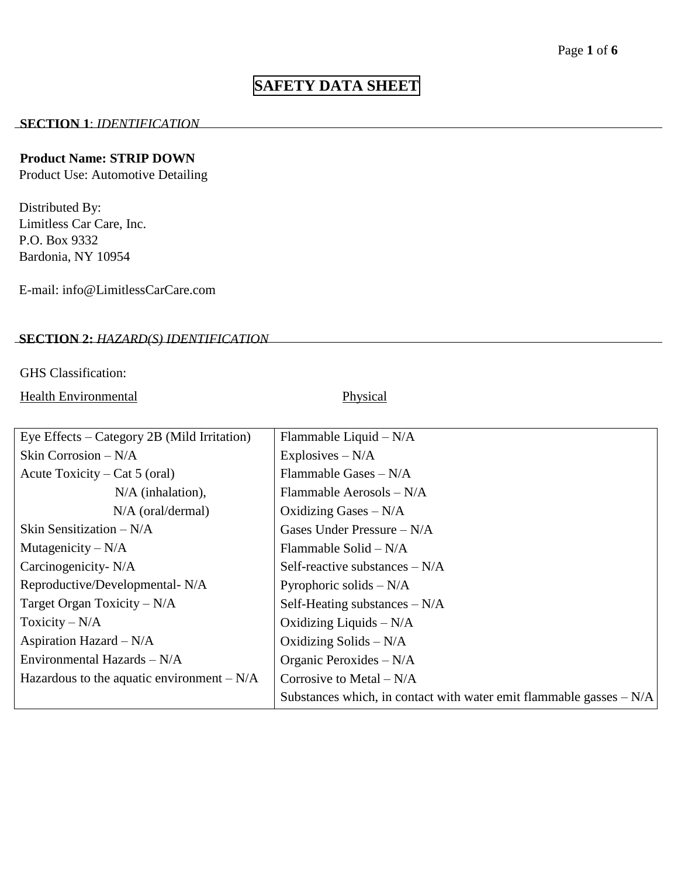# SAFETY DATA SHEET

## SECTION 1: *IDENTIFICATION*

**Product Name: STRIP DOWN**
Product Use: Automotive Detailing

Distributed By:
Limitless Car Care, Inc.
P.O. Box 9332
Bardonia, NY 10954

E-mail: info@LimitlessCarCare.com

## SECTION 2: *HAZARD(S) IDENTIFICATION*

GHS Classification:

| Health Environmental | Physical |
|---|---|
| Eye Effects – Category 2B (Mild Irritation) | Flammable Liquid – N/A |
| Skin Corrosion – N/A | Explosives – N/A |
| Acute Toxicity – Cat 5 (oral) | Flammable Gases – N/A |
| N/A (inhalation), | Flammable Aerosols – N/A |
| N/A (oral/dermal) | Oxidizing Gases – N/A |
| Skin Sensitization – N/A | Gases Under Pressure – N/A |
| Mutagenicity – N/A | Flammable Solid – N/A |
| Carcinogenicity- N/A | Self-reactive substances – N/A |
| Reproductive/Developmental- N/A | Pyrophoric solids – N/A |
| Target Organ Toxicity – N/A | Self-Heating substances – N/A |
| Toxicity – N/A | Oxidizing Liquids – N/A |
| Aspiration Hazard – N/A | Oxidizing Solids – N/A |
| Environmental Hazards – N/A | Organic Peroxides – N/A |
| Hazardous to the aquatic environment – N/A | Corrosive to Metal – N/A |
| | Substances which, in contact with water emit flammable gasses – N/A |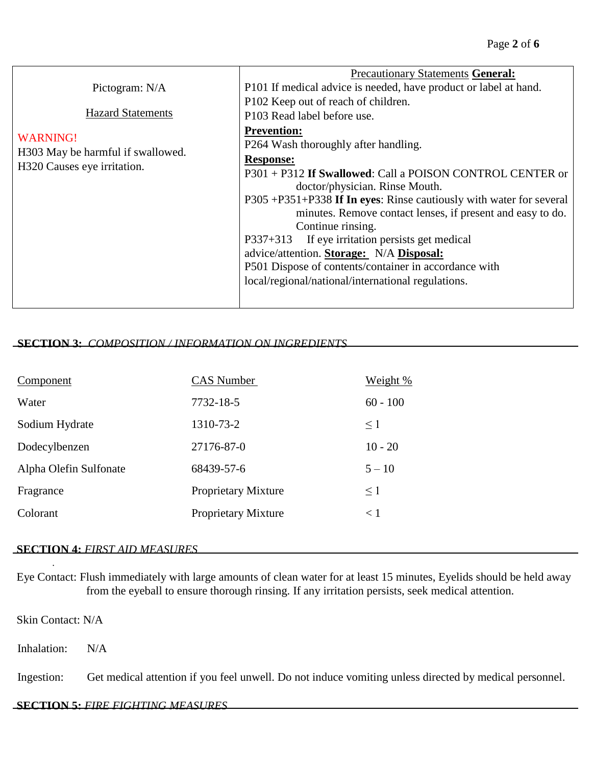| Pictogram: N/A<br><br>Hazard Statements<br><br>WARNING!<br>H303 May be harmful if swallowed.<br>H320 Causes eye irritation. | Precautionary Statements **General:**<br>P101 If medical advice is needed, have product or label at hand.<br>P102 Keep out of reach of children.<br>P103 Read label before use.<br>**Prevention:**<br>P264 Wash thoroughly after handling.<br>**Response:**<br>P301 + P312 **If Swallowed**: Call a POISON CONTROL CENTER or doctor/physician. Rinse Mouth.<br>P305 +P351+P338 **If In eyes**: Rinse cautiously with water for several minutes. Remove contact lenses, if present and easy to do. Continue rinsing.<br>P337+313 If eye irritation persists get medical advice/attention. **Storage:** N/A **Disposal:**<br>P501 Dispose of contents/container in accordance with local/regional/national/international regulations. |
|---|---|

## SECTION 3: *COMPOSITION / INFORMATION ON INGREDIENTS*

| Component | CAS Number | Weight % |
|---|---|---|
| Water | 7732-18-5 | 60 - 100 |
| Sodium Hydrate | 1310-73-2 | ≤ 1 |
| Dodecylbenzen | 27176-87-0 | 10 - 20 |
| Alpha Olefin Sulfonate | 68439-57-6 | 5 – 10 |
| Fragrance | Proprietary Mixture | ≤ 1 |
| Colorant | Proprietary Mixture | < 1 |

## SECTION 4: *FIRST AID MEASURES*

Eye Contact: Flush immediately with large amounts of clean water for at least 15 minutes, Eyelids should be held away from the eyeball to ensure thorough rinsing. If any irritation persists, seek medical attention.

Skin Contact: N/A

Inhalation: N/A

Ingestion: Get medical attention if you feel unwell. Do not induce vomiting unless directed by medical personnel.

## SECTION 5: *FIRE FIGHTING MEASURES*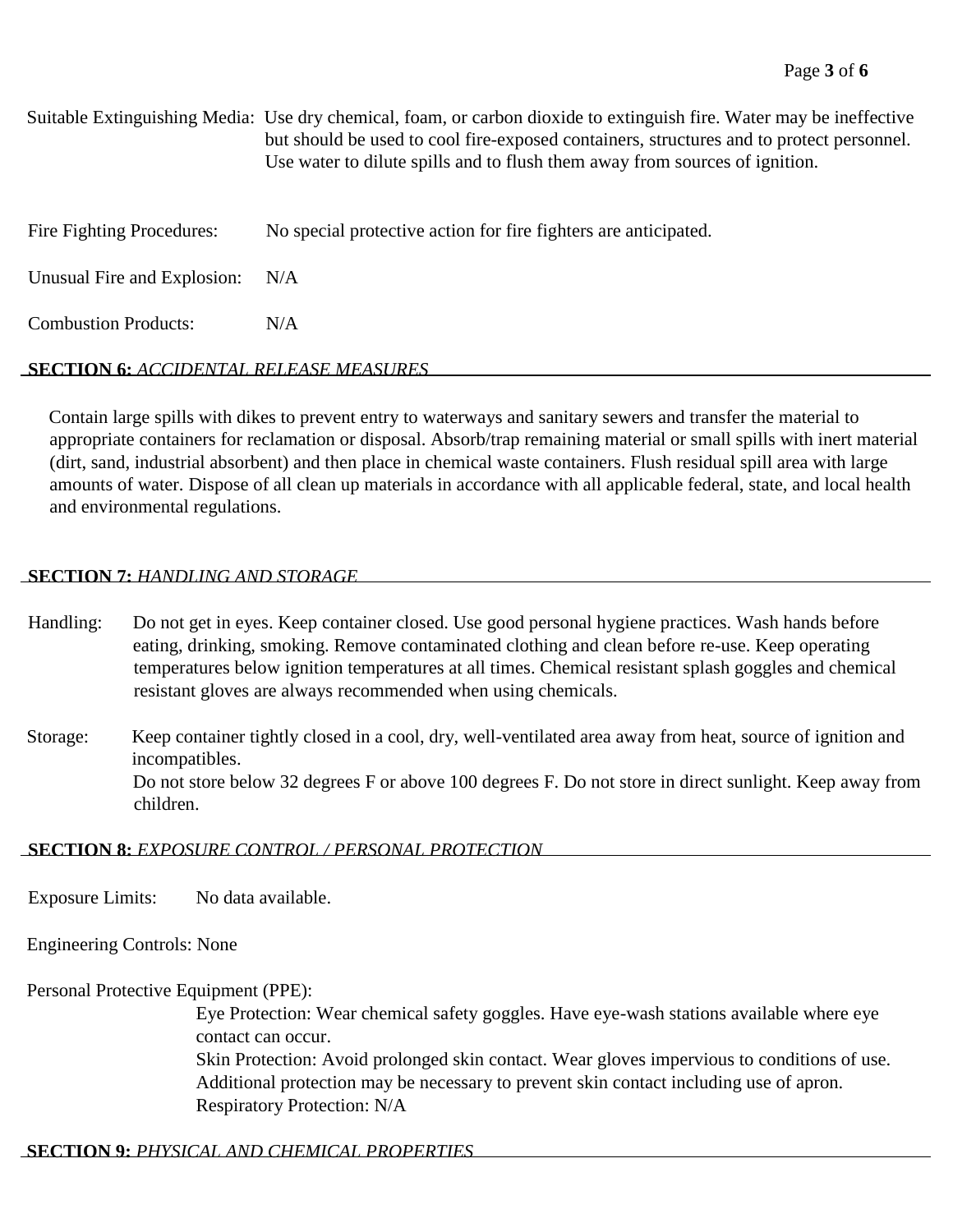Suitable Extinguishing Media: Use dry chemical, foam, or carbon dioxide to extinguish fire. Water may be ineffective but should be used to cool fire-exposed containers, structures and to protect personnel. Use water to dilute spills and to flush them away from sources of ignition.

Fire Fighting Procedures: No special protective action for fire fighters are anticipated.

Unusual Fire and Explosion: N/A

Combustion Products: N/A

## **SECTION 6:** *ACCIDENTAL RELEASE MEASURES*

Contain large spills with dikes to prevent entry to waterways and sanitary sewers and transfer the material to appropriate containers for reclamation or disposal. Absorb/trap remaining material or small spills with inert material (dirt, sand, industrial absorbent) and then place in chemical waste containers. Flush residual spill area with large amounts of water. Dispose of all clean up materials in accordance with all applicable federal, state, and local health and environmental regulations.

## **SECTION 7:** *HANDLING AND STORAGE*

Handling: Do not get in eyes. Keep container closed. Use good personal hygiene practices. Wash hands before eating, drinking, smoking. Remove contaminated clothing and clean before re-use. Keep operating temperatures below ignition temperatures at all times. Chemical resistant splash goggles and chemical resistant gloves are always recommended when using chemicals.

Storage: Keep container tightly closed in a cool, dry, well-ventilated area away from heat, source of ignition and incompatibles.
Do not store below 32 degrees F or above 100 degrees F. Do not store in direct sunlight. Keep away from children.

## **SECTION 8:** *EXPOSURE CONTROL / PERSONAL PROTECTION*

Exposure Limits: No data available.

Engineering Controls: None

Personal Protective Equipment (PPE):

Eye Protection: Wear chemical safety goggles. Have eye-wash stations available where eye contact can occur.
Skin Protection: Avoid prolonged skin contact. Wear gloves impervious to conditions of use. Additional protection may be necessary to prevent skin contact including use of apron.
Respiratory Protection: N/A

## **SECTION 9:** *PHYSICAL AND CHEMICAL PROPERTIES*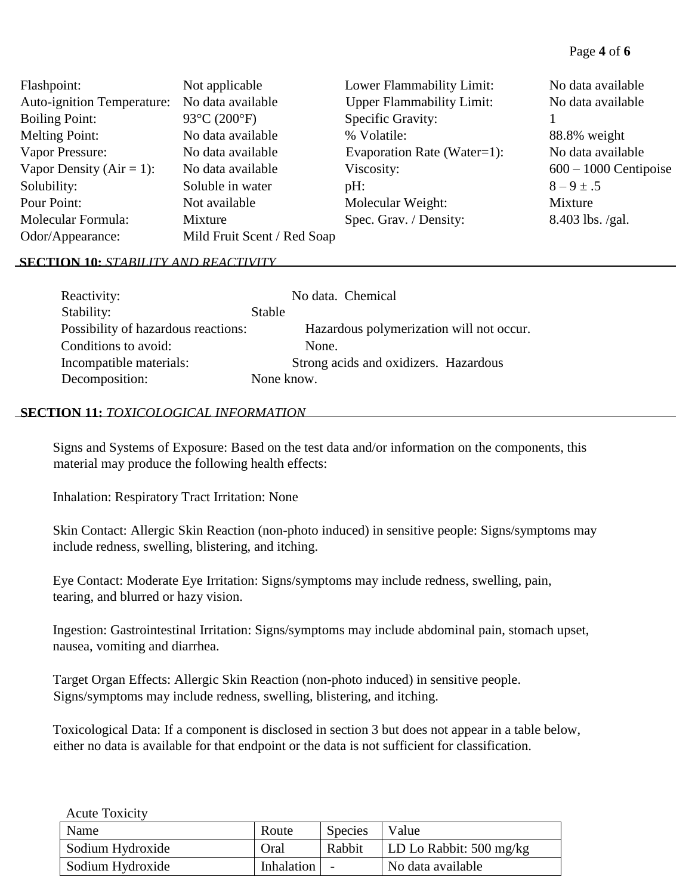| | | | |
|---|---|---|---|
| Flashpoint: | Not applicable | Lower Flammability Limit: | No data available |
| Auto-ignition Temperature: | No data available | Upper Flammability Limit: | No data available |
| Boiling Point: | 93°C (200°F) | Specific Gravity: | 1 |
| Melting Point: | No data available | % Volatile: | 88.8% weight |
| Vapor Pressure: | No data available | Evaporation Rate (Water=1): | No data available |
| Vapor Density (Air = 1): | No data available | Viscosity: | 600 – 1000 Centipoise |
| Solubility: | Soluble in water | pH: | 8 – 9 ± .5 |
| Pour Point: | Not available | Molecular Weight: | Mixture |
| Molecular Formula: | Mixture | Spec. Grav. / Density: | 8.403 lbs. /gal. |
| Odor/Appearance: | Mild Fruit Scent / Red Soap | | |

## SECTION 10: *STABILITY AND REACTIVITY*

Reactivity: No data. Chemical

Stability: Stable

Possibility of hazardous reactions: Hazardous polymerization will not occur.

Conditions to avoid: None.

Incompatible materials: Strong acids and oxidizers. Hazardous

Decomposition: None know.

## SECTION 11: *TOXICOLOGICAL INFORMATION*

Signs and Systems of Exposure: Based on the test data and/or information on the components, this material may produce the following health effects:

Inhalation: Respiratory Tract Irritation: None

Skin Contact: Allergic Skin Reaction (non-photo induced) in sensitive people: Signs/symptoms may include redness, swelling, blistering, and itching.

Eye Contact: Moderate Eye Irritation: Signs/symptoms may include redness, swelling, pain, tearing, and blurred or hazy vision.

Ingestion: Gastrointestinal Irritation: Signs/symptoms may include abdominal pain, stomach upset, nausea, vomiting and diarrhea.

Target Organ Effects: Allergic Skin Reaction (non-photo induced) in sensitive people. Signs/symptoms may include redness, swelling, blistering, and itching.

Toxicological Data: If a component is disclosed in section 3 but does not appear in a table below, either no data is available for that endpoint or the data is not sufficient for classification.

Acute Toxicity

| Name | Route | Species | Value |
|---|---|---|---|
| Sodium Hydroxide | Oral | Rabbit | LD Lo Rabbit: 500 mg/kg |
| Sodium Hydroxide | Inhalation | - | No data available |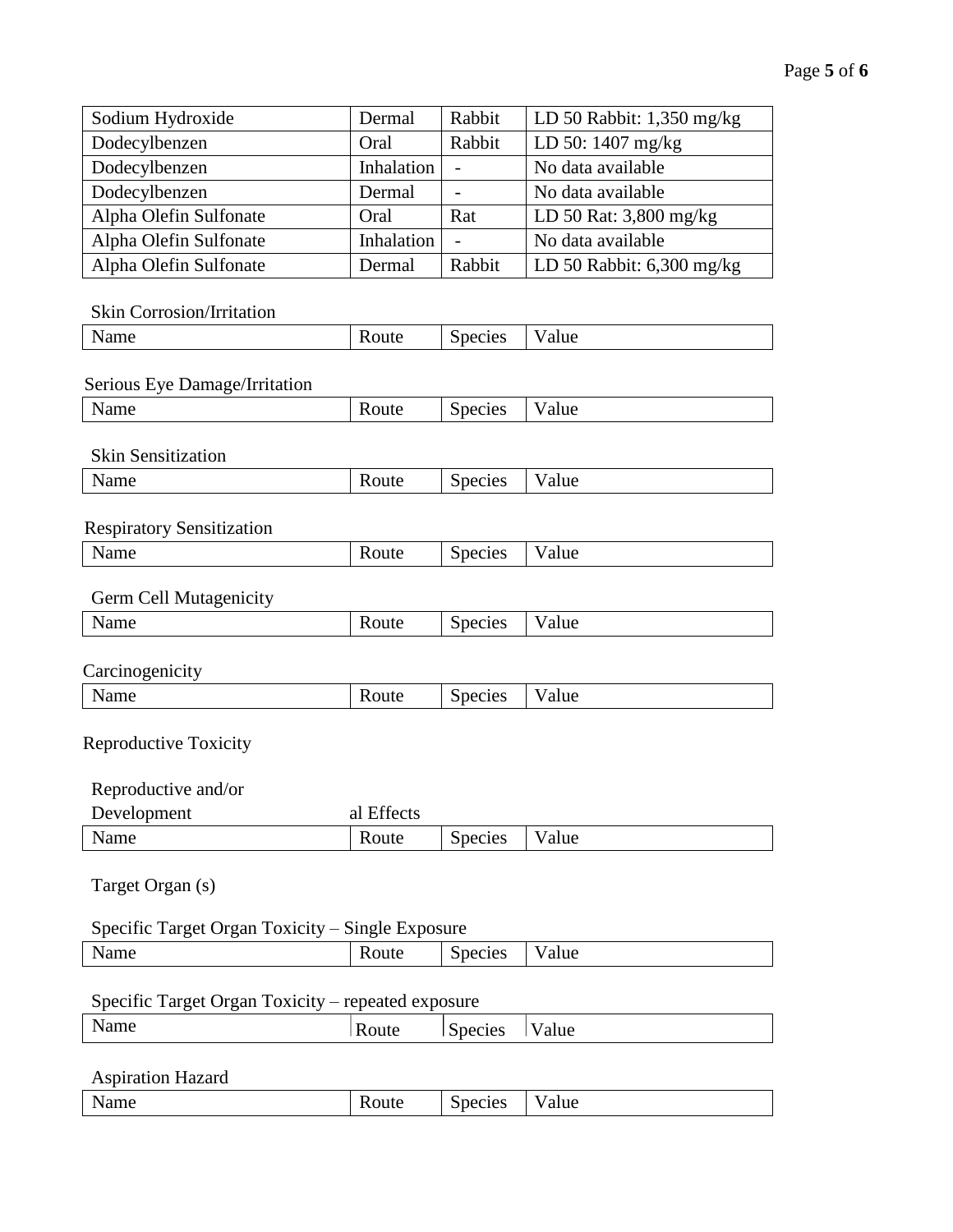| Sodium Hydroxide | Dermal | Rabbit | LD 50 Rabbit: 1,350 mg/kg |
| --- | --- | --- | --- |
| Dodecylbenzen | Oral | Rabbit | LD 50: 1407 mg/kg |
| Dodecylbenzen | Inhalation | - | No data available |
| Dodecylbenzen | Dermal | - | No data available |
| Alpha Olefin Sulfonate | Oral | Rat | LD 50 Rat: 3,800 mg/kg |
| Alpha Olefin Sulfonate | Inhalation | - | No data available |
| Alpha Olefin Sulfonate | Dermal | Rabbit | LD 50 Rabbit: 6,300 mg/kg |

Skin Corrosion/Irritation

| Name | Route | Species | Value |
| --- | --- | --- | --- |

Serious Eye Damage/Irritation

| Name | Route | Species | Value |
| --- | --- | --- | --- |

Skin Sensitization

| Name | Route | Species | Value |
| --- | --- | --- | --- |

Respiratory Sensitization

| Name | Route | Species | Value |
| --- | --- | --- | --- |

Germ Cell Mutagenicity

| Name | Route | Species | Value |
| --- | --- | --- | --- |

Carcinogenicity

| Name | Route | Species | Value |
| --- | --- | --- | --- |

Reproductive Toxicity

Reproductive and/or Development al Effects

| Name | Route | Species | Value |
| --- | --- | --- | --- |

Target Organ (s)

Specific Target Organ Toxicity – Single Exposure

| Name | Route | Species | Value |
| --- | --- | --- | --- |

Specific Target Organ Toxicity – repeated exposure

| Name | Route | Species | Value |
| --- | --- | --- | --- |

Aspiration Hazard

| Name | Route | Species | Value |
| --- | --- | --- | --- |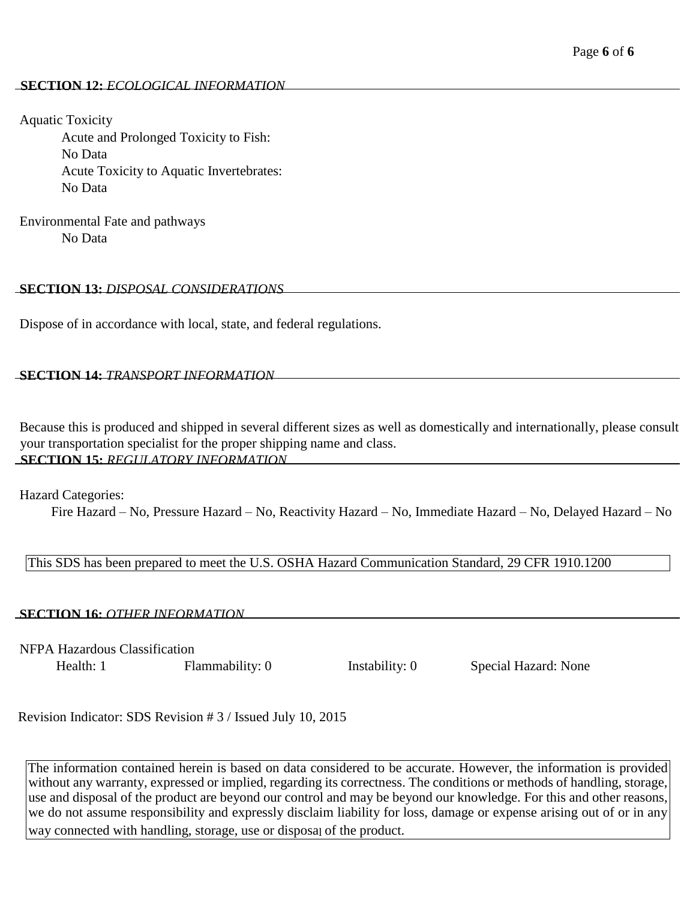## SECTION 12: *ECOLOGICAL INFORMATION*

Aquatic Toxicity

Acute and Prolonged Toxicity to Fish:
No Data
Acute Toxicity to Aquatic Invertebrates:
No Data

Environmental Fate and pathways
No Data

## SECTION 13: *DISPOSAL CONSIDERATIONS*

Dispose of in accordance with local, state, and federal regulations.

## SECTION 14: *TRANSPORT INFORMATION*

Because this is produced and shipped in several different sizes as well as domestically and internationally, please consult your transportation specialist for the proper shipping name and class.

## SECTION 15: *REGULATORY INFORMATION*

Hazard Categories:

Fire Hazard – No, Pressure Hazard – No, Reactivity Hazard – No, Immediate Hazard – No, Delayed Hazard – No

This SDS has been prepared to meet the U.S. OSHA Hazard Communication Standard, 29 CFR 1910.1200

## SECTION 16: *OTHER INFORMATION*

NFPA Hazardous Classification

| | | | |
|---|---|---|---|
| Health: 1 | Flammability: 0 | Instability: 0 | Special Hazard: None |

Revision Indicator: SDS Revision # 3 / Issued July 10, 2015

The information contained herein is based on data considered to be accurate. However, the information is provided without any warranty, expressed or implied, regarding its correctness. The conditions or methods of handling, storage, use and disposal of the product are beyond our control and may be beyond our knowledge. For this and other reasons, we do not assume responsibility and expressly disclaim liability for loss, damage or expense arising out of or in any way connected with handling, storage, use or disposal of the product.